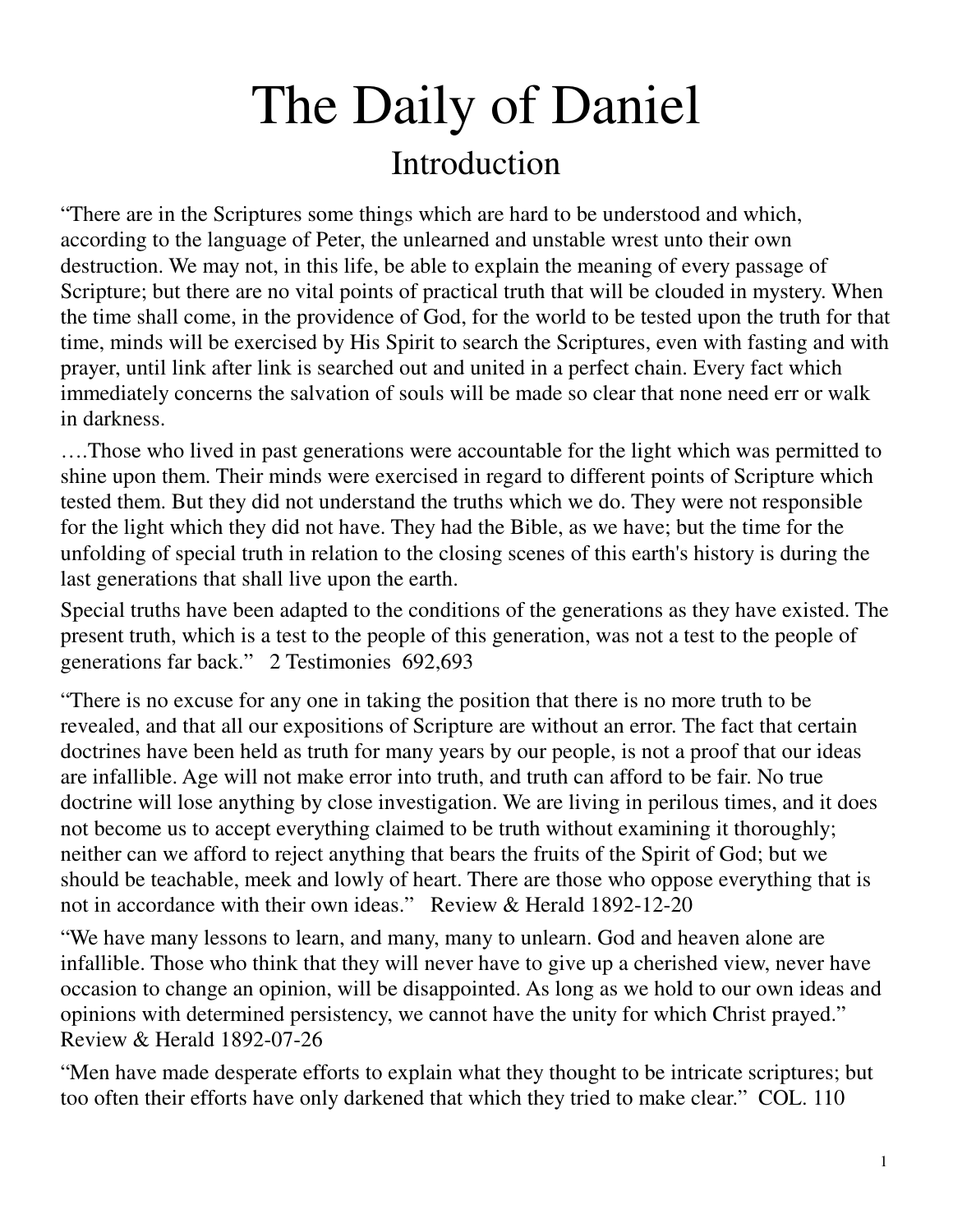# The Daily of Daniel

## Introduction

"There are in the Scriptures some things which are hard to be understood and which, according to the language of Peter, the unlearned and unstable wrest unto their own destruction. We may not, in this life, be able to explain the meaning of every passage of Scripture; but there are no vital points of practical truth that will be clouded in mystery. When the time shall come, in the providence of God, for the world to be tested upon the truth for that time, minds will be exercised by His Spirit to search the Scriptures, even with fasting and with prayer, until link after link is searched out and united in a perfect chain. Every fact which immediately concerns the salvation of souls will be made so clear that none need err or walk in darkness.

….Those who lived in past generations were accountable for the light which was permitted to shine upon them. Their minds were exercised in regard to different points of Scripture which tested them. But they did not understand the truths which we do. They were not responsible for the light which they did not have. They had the Bible, as we have; but the time for the unfolding of special truth in relation to the closing scenes of this earth's history is during the last generations that shall live upon the earth.

Special truths have been adapted to the conditions of the generations as they have existed. The present truth, which is a test to the people of this generation, was not a test to the people of generations far back." 2 Testimonies 692,693

"There is no excuse for any one in taking the position that there is no more truth to be revealed, and that all our expositions of Scripture are without an error. The fact that certain doctrines have been held as truth for many years by our people, is not a proof that our ideas are infallible. Age will not make error into truth, and truth can afford to be fair. No true doctrine will lose anything by close investigation. We are living in perilous times, and it does not become us to accept everything claimed to be truth without examining it thoroughly; neither can we afford to reject anything that bears the fruits of the Spirit of God; but we should be teachable, meek and lowly of heart. There are those who oppose everything that is not in accordance with their own ideas." Review & Herald 1892-12-20

"We have many lessons to learn, and many, many to unlearn. God and heaven alone are infallible. Those who think that they will never have to give up a cherished view, never have occasion to change an opinion, will be disappointed. As long as we hold to our own ideas and opinions with determined persistency, we cannot have the unity for which Christ prayed." Review & Herald 1892-07-26

"Men have made desperate efforts to explain what they thought to be intricate scriptures; but too often their efforts have only darkened that which they tried to make clear." COL. 110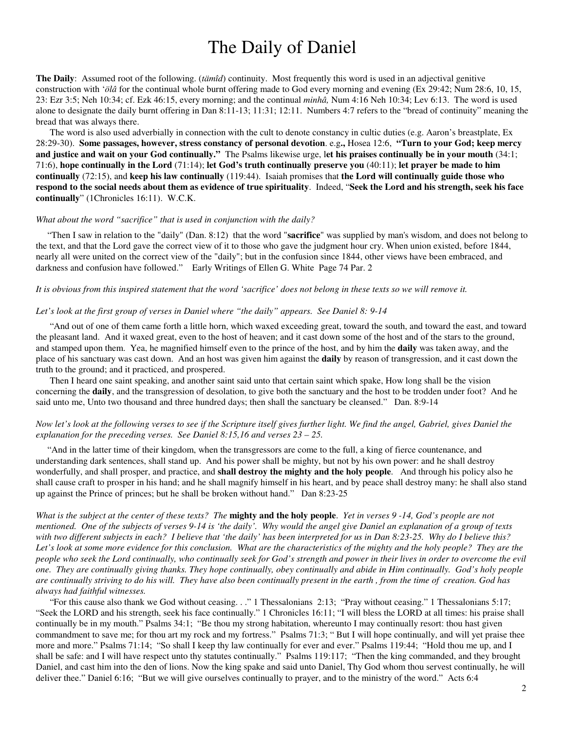# The Daily of Daniel

**The Daily**: Assumed root of the following. (*tämîd*) continuity. Most frequently this word is used in an adjectival genitive construction with *'ölâ* for the continual whole burnt offering made to God every morning and evening (Ex 29:42; Num 28:6, 10, 15, 23: Ezr 3:5; Neh 10:34; cf. Ezk 46:15, every morning; and the continual *minhâ,* Num 4:16 Neh 10:34; Lev 6:13. The word is used alone to designate the daily burnt offering in Dan 8:11-13; 11:31; 12:11. Numbers 4:7 refers to the "bread of continuity" meaning the bread that was always there.

The word is also used adverbially in connection with the cult to denote constancy in cultic duties (e.g. Aaron's breastplate, Ex 28:29-30). **Some passages, however, stress constancy of personal devotion**. e.g**.,** Hosea 12:6, **"Turn to your God; keep mercy and justice and wait on your God continually."** The Psalms likewise urge, l**et his praises continually be in your mouth** (34:1; 71:6), **hope continually in the Lord** (71:14); **let God's truth continually preserve you** (40:11); **let prayer be made to him continually** (72:15), and **keep his law continually** (119:44). Isaiah promises that **the Lord will continually guide those who respond to the social needs about them as evidence of true spirituality**. Indeed, "**Seek the Lord and his strength, seek his face continually**" (1Chronicles 16:11). W.C.K.

*What about the word "sacrifice" that is used in conjunction with the daily?*

"Then I saw in relation to the "daily" (Dan. 8:12) that the word "**sacrifice**" was supplied by man's wisdom, and does not belong to the text, and that the Lord gave the correct view of it to those who gave the judgment hour cry. When union existed, before 1844, nearly all were united on the correct view of the "daily"; but in the confusion since 1844, other views have been embraced, and darkness and confusion have followed." Early Writings of Ellen G. White Page 74 Par. 2

*It is obvious from this inspired statement that the word 'sacrifice' does not belong in these texts so we will remove it.*

*Let's look at the first group of verses in Daniel where "the daily" appears. See Daniel 8: 9-14*

"And out of one of them came forth a little horn, which waxed exceeding great, toward the south, and toward the east, and toward the pleasant land. And it waxed great, even to the host of heaven; and it cast down some of the host and of the stars to the ground, and stamped upon them. Yea, he magnified himself even to the prince of the host, and by him the **daily** was taken away, and the place of his sanctuary was cast down. And an host was given him against the **daily** by reason of transgression, and it cast down the truth to the ground; and it practiced, and prospered.

Then I heard one saint speaking, and another saint said unto that certain saint which spake, How long shall be the vision concerning the **daily**, and the transgression of desolation, to give both the sanctuary and the host to be trodden under foot? And he said unto me, Unto two thousand and three hundred days; then shall the sanctuary be cleansed." Dan. 8:9-14

*Now let's look at the following verses to see if the Scripture itself gives further light. We find the angel, Gabriel, gives Daniel the explanation for the preceding verses. See Daniel 8:15,16 and verses 23 – 25.*

"And in the latter time of their kingdom, when the transgressors are come to the full, a king of fierce countenance, and understanding dark sentences, shall stand up. And his power shall be mighty, but not by his own power: and he shall destroy wonderfully, and shall prosper, and practice, and **shall destroy the mighty and the holy people**. And through his policy also he shall cause craft to prosper in his hand; and he shall magnify himself in his heart, and by peace shall destroy many: he shall also stand up against the Prince of princes; but he shall be broken without hand." Dan 8:23-25

*What is the subject at the center of these texts? The* **mighty and the holy people**. *Yet in verses 9 -14, God's people are not mentioned. One of the subjects of verses 9-14 is 'the daily'. Why would the angel give Daniel an explanation of a group of texts with two different subjects in each? I believe that 'the daily' has been interpreted for us in Dan 8:23-25. Why do I believe this? Let's look at some more evidence for this conclusion. What are the characteristics of the mighty and the holy people? They are the people who seek the Lord continually, who continually seek for God's strength and power in their lives in order to overcome the evil one. They are continually giving thanks. They hope continually, obey continually and abide in Him continually. God's holy people are continually striving to do his will. They have also been continually present in the earth , from the time of creation. God has always had faithful witnesses.*

"For this cause also thank we God without ceasing. . ." 1 Thessalonians 2:13; "Pray without ceasing." 1 Thessalonians 5:17; "Seek the LORD and his strength, seek his face continually." 1 Chronicles 16:11; "I will bless the LORD at all times: his praise shall continually be in my mouth." Psalms 34:1; "Be thou my strong habitation, whereunto I may continually resort: thou hast given commandment to save me; for thou art my rock and my fortress." Psalms 71:3; " But I will hope continually, and will yet praise thee more and more." Psalms 71:14; "So shall I keep thy law continually for ever and ever." Psalms 119:44; "Hold thou me up, and I shall be safe: and I will have respect unto thy statutes continually." Psalms 119:117; "Then the king commanded, and they brought Daniel, and cast him into the den of lions. Now the king spake and said unto Daniel, Thy God whom thou servest continually, he will deliver thee." Daniel 6:16; "But we will give ourselves continually to prayer, and to the ministry of the word." Acts 6:4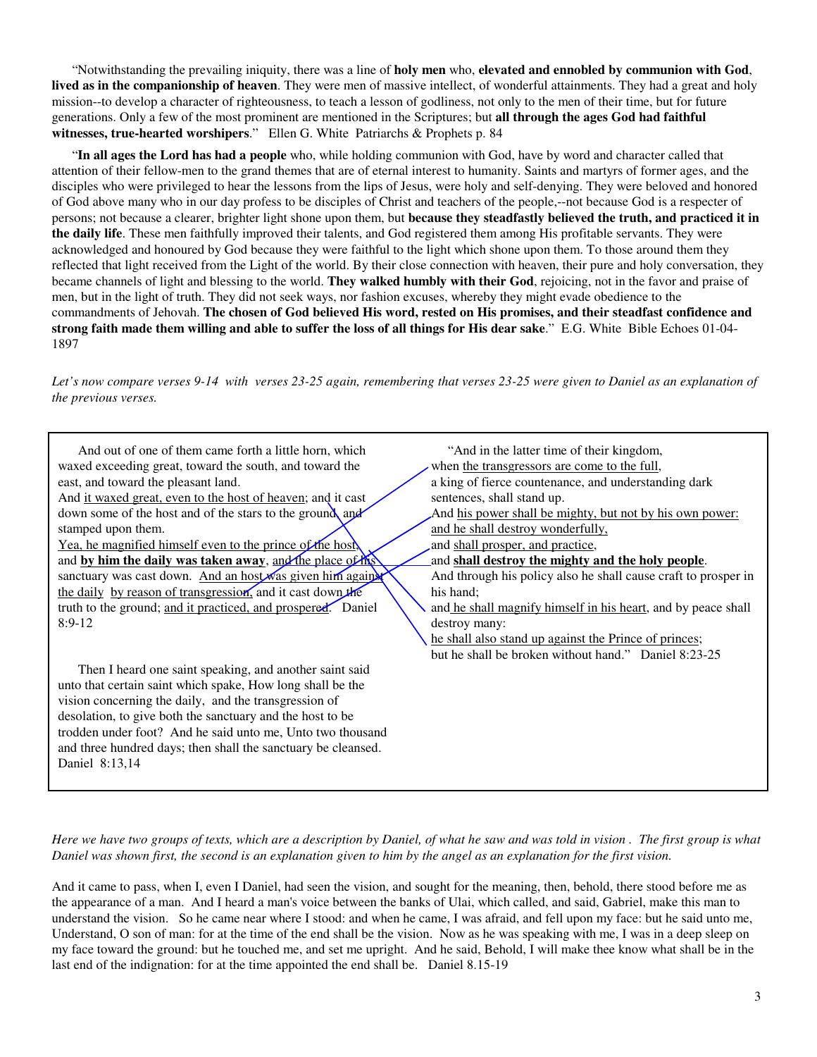"Notwithstanding the prevailing iniquity, there was a line of **holy men** who, **elevated and ennobled by communion with God**, **lived as in the companionship of heaven**. They were men of massive intellect, of wonderful attainments. They had a great and holy mission--to develop a character of righteousness, to teach a lesson of godliness, not only to the men of their time, but for future generations. Only a few of the most prominent are mentioned in the Scriptures; but **all through the ages God had faithful witnesses, true-hearted worshipers**." Ellen G. White Patriarchs & Prophets p. 84

"**In all ages the Lord has had a people** who, while holding communion with God, have by word and character called that attention of their fellow-men to the grand themes that are of eternal interest to humanity. Saints and martyrs of former ages, and the disciples who were privileged to hear the lessons from the lips of Jesus, were holy and self-denying. They were beloved and honored of God above many who in our day profess to be disciples of Christ and teachers of the people,--not because God is a respecter of persons; not because a clearer, brighter light shone upon them, but **because they steadfastly believed the truth, and practiced it in the daily life**. These men faithfully improved their talents, and God registered them among His profitable servants. They were acknowledged and honoured by God because they were faithful to the light which shone upon them. To those around them they reflected that light received from the Light of the world. By their close connection with heaven, their pure and holy conversation, they became channels of light and blessing to the world. **They walked humbly with their God**, rejoicing, not in the favor and praise of men, but in the light of truth. They did not seek ways, nor fashion excuses, whereby they might evade obedience to the commandments of Jehovah. **The chosen of God believed His word, rested on His promises, and their steadfast confidence and strong faith made them willing and able to suffer the loss of all things for His dear sake**." E.G. White Bible Echoes 01-04-1897

*Let's now compare verses 9-14 with verses 23-25 again, remembering that verses 23-25 were given to Daniel as an explanation of the previous verses.*

And out of one of them came forth a little horn, which waxed exceeding great, toward the south, and toward the east, and toward the pleasant land.
And <u>it waxed great, even to the host of heaven</u>; and it cast down some of the host and of the stars to the ground, and stamped upon them.
<u>Yea, he magnified himself even to the prince of the host</u>, and **<u>by him the daily was taken away</u>**, <u>and the place of his sanctuary was cast down</u>. <u>And an host was given him against the daily by reason of transgression</u>, and it cast down the truth to the ground; <u>and it practiced, and prospered</u>. Daniel 8:9-12

Then I heard one saint speaking, and another saint said unto that certain saint which spake, How long shall be the vision concerning the daily, and the transgression of desolation, to give both the sanctuary and the host to be trodden under foot? And he said unto me, Unto two thousand and three hundred days; then shall the sanctuary be cleansed. Daniel 8:13,14

"And in the latter time of their kingdom,
when <u>the transgressors are come to the full</u>,
a king of fierce countenance, and understanding dark sentences, shall stand up.
And <u>his power shall be mighty, but not by his own power: and he shall destroy wonderfully,</u>
and <u>shall prosper, and practice,</u>
and **<u>shall destroy the mighty and the holy people</u>**.
And through his policy also he shall cause craft to prosper in his hand;
and <u>he shall magnify himself in his heart</u>, and by peace shall destroy many:
<u>he shall also stand up against the Prince of princes</u>;
but he shall be broken without hand." Daniel 8:23-25

*Here we have two groups of texts, which are a description by Daniel, of what he saw and was told in vision . The first group is what Daniel was shown first, the second is an explanation given to him by the angel as an explanation for the first vision.*

And it came to pass, when I, even I Daniel, had seen the vision, and sought for the meaning, then, behold, there stood before me as the appearance of a man. And I heard a man's voice between the banks of Ulai, which called, and said, Gabriel, make this man to understand the vision. So he came near where I stood: and when he came, I was afraid, and fell upon my face: but he said unto me, Understand, O son of man: for at the time of the end shall be the vision. Now as he was speaking with me, I was in a deep sleep on my face toward the ground: but he touched me, and set me upright. And he said, Behold, I will make thee know what shall be in the last end of the indignation: for at the time appointed the end shall be. Daniel 8.15-19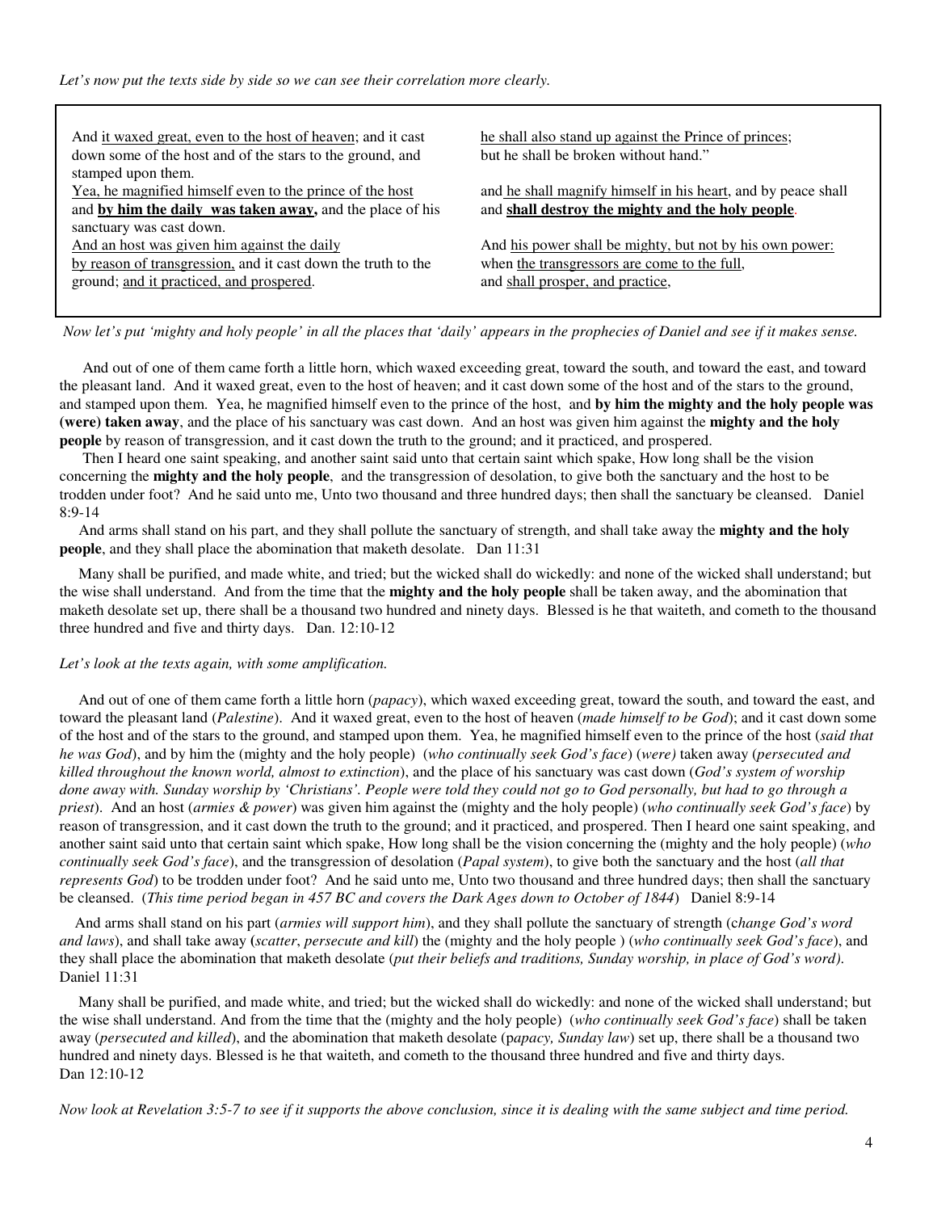*Let's now put the texts side by side so we can see their correlation more clearly.*

| | |
|---|---|
| And <u>it waxed great, even to the host of heaven</u>; and it cast down some of the host and of the stars to the ground, and stamped upon them. | <u>he shall also stand up against the Prince of princes</u>; but he shall be broken without hand." |
| <u>Yea, he magnified himself even to the prince of the host</u> and **<u>by him the daily was taken away,</u>** and the place of his sanctuary was cast down. | and <u>he shall magnify himself in his heart</u>, and by peace shall and **<u>shall destroy the mighty and the holy people</u>**. |
| <u>And an host was given him against the daily</u> <u>by reason of transgression,</u> and it cast down the truth to the ground; <u>and it practiced, and prospered</u>. | And <u>his power shall be mighty, but not by his own power:</u> when <u>the transgressors are come to the full,</u> and <u>shall prosper, and practice</u>, |

*Now let's put 'mighty and holy people' in all the places that 'daily' appears in the prophecies of Daniel and see if it makes sense.*

And out of one of them came forth a little horn, which waxed exceeding great, toward the south, and toward the east, and toward the pleasant land. And it waxed great, even to the host of heaven; and it cast down some of the host and of the stars to the ground, and stamped upon them. Yea, he magnified himself even to the prince of the host, and **by him the mighty and the holy people was (were) taken away**, and the place of his sanctuary was cast down. And an host was given him against the **mighty and the holy people** by reason of transgression, and it cast down the truth to the ground; and it practiced, and prospered.

Then I heard one saint speaking, and another saint said unto that certain saint which spake, How long shall be the vision concerning the **mighty and the holy people**, and the transgression of desolation, to give both the sanctuary and the host to be trodden under foot? And he said unto me, Unto two thousand and three hundred days; then shall the sanctuary be cleansed. Daniel 8:9-14

And arms shall stand on his part, and they shall pollute the sanctuary of strength, and shall take away the **mighty and the holy people**, and they shall place the abomination that maketh desolate. Dan 11:31

Many shall be purified, and made white, and tried; but the wicked shall do wickedly: and none of the wicked shall understand; but the wise shall understand. And from the time that the **mighty and the holy people** shall be taken away, and the abomination that maketh desolate set up, there shall be a thousand two hundred and ninety days. Blessed is he that waiteth, and cometh to the thousand three hundred and five and thirty days. Dan. 12:10-12

*Let's look at the texts again, with some amplification.*

And out of one of them came forth a little horn (*papacy*), which waxed exceeding great, toward the south, and toward the east, and toward the pleasant land (*Palestine*). And it waxed great, even to the host of heaven (*made himself to be God*); and it cast down some of the host and of the stars to the ground, and stamped upon them. Yea, he magnified himself even to the prince of the host (*said that he was God*), and by him the (mighty and the holy people) (*who continually seek God's face*) (*were)* taken away (*persecuted and killed throughout the known world, almost to extinction*), and the place of his sanctuary was cast down (*God's system of worship done away with. Sunday worship by 'Christians'. People were told they could not go to God personally, but had to go through a priest*). And an host (*armies & power*) was given him against the (mighty and the holy people) (*who continually seek God's face*) by reason of transgression, and it cast down the truth to the ground; and it practiced, and prospered. Then I heard one saint speaking, and another saint said unto that certain saint which spake, How long shall be the vision concerning the (mighty and the holy people) (*who continually seek God's face*), and the transgression of desolation (*Papal system*), to give both the sanctuary and the host (*all that represents God*) to be trodden under foot? And he said unto me, Unto two thousand and three hundred days; then shall the sanctuary be cleansed. (*This time period began in 457 BC and covers the Dark Ages down to October of 1844*) Daniel 8:9-14

And arms shall stand on his part (*armies will support him*), and they shall pollute the sanctuary of strength (*change God's word and laws*), and shall take away (*scatter*, *persecute and kill*) the (mighty and the holy people ) (*who continually seek God's face*), and they shall place the abomination that maketh desolate (*put their beliefs and traditions, Sunday worship, in place of God's word).* Daniel 11:31

Many shall be purified, and made white, and tried; but the wicked shall do wickedly: and none of the wicked shall understand; but the wise shall understand. And from the time that the (mighty and the holy people) (*who continually seek God's face*) shall be taken away (*persecuted and killed*), and the abomination that maketh desolate (*papacy, Sunday law*) set up, there shall be a thousand two hundred and ninety days. Blessed is he that waiteth, and cometh to the thousand three hundred and five and thirty days. Dan 12:10-12

*Now look at Revelation 3:5-7 to see if it supports the above conclusion, since it is dealing with the same subject and time period.*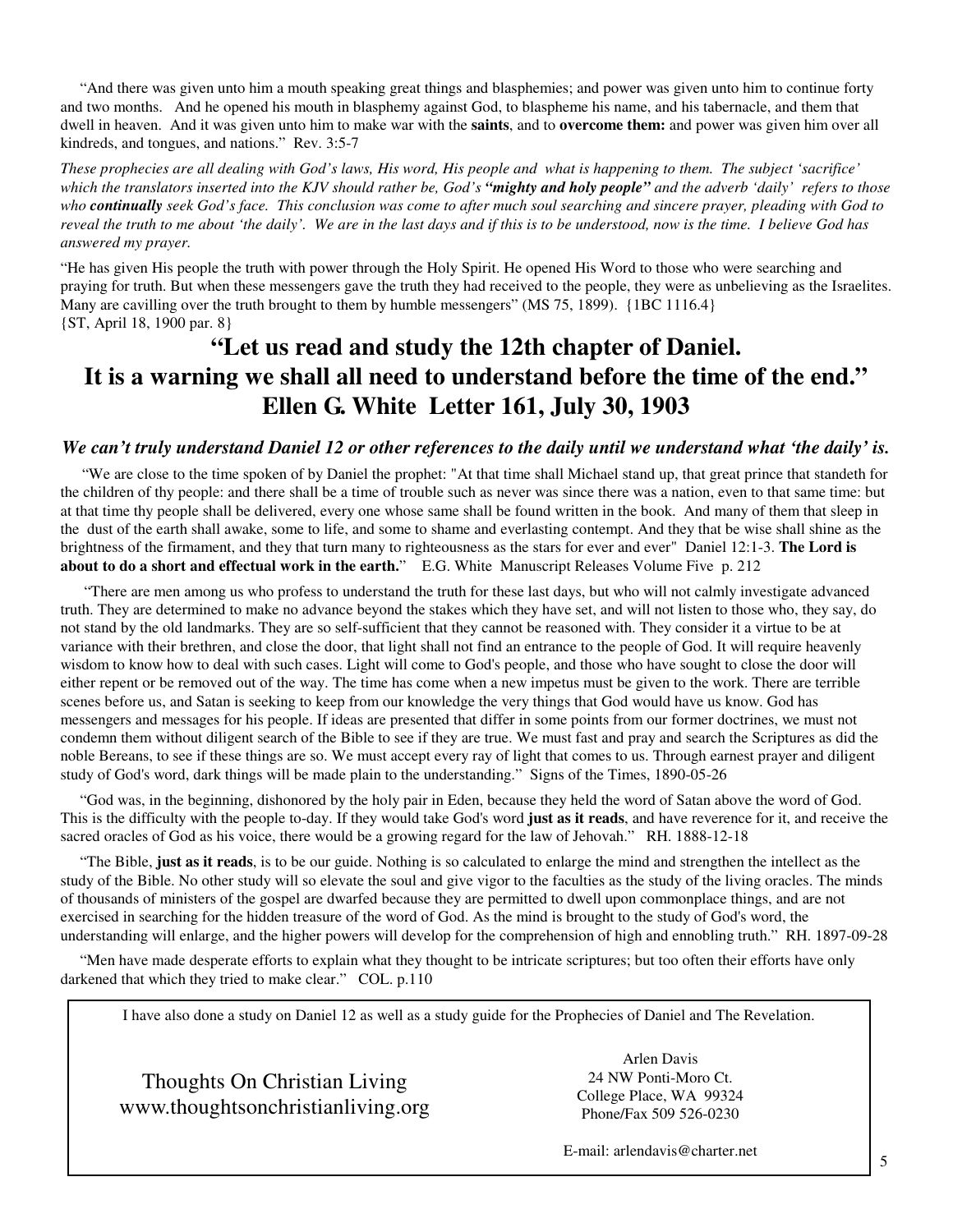"And there was given unto him a mouth speaking great things and blasphemies; and power was given unto him to continue forty and two months. And he opened his mouth in blasphemy against God, to blaspheme his name, and his tabernacle, and them that dwell in heaven. And it was given unto him to make war with the **saints**, and to **overcome them:** and power was given him over all kindreds, and tongues, and nations." Rev. 3:5-7

*These prophecies are all dealing with God's laws, His word, His people and what is happening to them. The subject 'sacrifice' which the translators inserted into the KJV should rather be, God's **"mighty and holy people"** and the adverb 'daily' refers to those who **continually** seek God's face. This conclusion was come to after much soul searching and sincere prayer, pleading with God to reveal the truth to me about 'the daily'. We are in the last days and if this is to be understood, now is the time. I believe God has answered my prayer.*

"He has given His people the truth with power through the Holy Spirit. He opened His Word to those who were searching and praying for truth. But when these messengers gave the truth they had received to the people, they were as unbelieving as the Israelites. Many are cavilling over the truth brought to them by humble messengers" (MS 75, 1899). {1BC 1116.4} {ST, April 18, 1900 par. 8}

# "Let us read and study the 12th chapter of Daniel. It is a warning we shall all need to understand before the time of the end." Ellen G. White Letter 161, July 30, 1903

### *We can't truly understand Daniel 12 or other references to the daily until we understand what 'the daily' is.*

"We are close to the time spoken of by Daniel the prophet: "At that time shall Michael stand up, that great prince that standeth for the children of thy people: and there shall be a time of trouble such as never was since there was a nation, even to that same time: but at that time thy people shall be delivered, every one whose same shall be found written in the book. And many of them that sleep in the dust of the earth shall awake, some to life, and some to shame and everlasting contempt. And they that be wise shall shine as the brightness of the firmament, and they that turn many to righteousness as the stars for ever and ever" Daniel 12:1-3. **The Lord is about to do a short and effectual work in the earth.**" E.G. White Manuscript Releases Volume Five p. 212

"There are men among us who profess to understand the truth for these last days, but who will not calmly investigate advanced truth. They are determined to make no advance beyond the stakes which they have set, and will not listen to those who, they say, do not stand by the old landmarks. They are so self-sufficient that they cannot be reasoned with. They consider it a virtue to be at variance with their brethren, and close the door, that light shall not find an entrance to the people of God. It will require heavenly wisdom to know how to deal with such cases. Light will come to God's people, and those who have sought to close the door will either repent or be removed out of the way. The time has come when a new impetus must be given to the work. There are terrible scenes before us, and Satan is seeking to keep from our knowledge the very things that God would have us know. God has messengers and messages for his people. If ideas are presented that differ in some points from our former doctrines, we must not condemn them without diligent search of the Bible to see if they are true. We must fast and pray and search the Scriptures as did the noble Bereans, to see if these things are so. We must accept every ray of light that comes to us. Through earnest prayer and diligent study of God's word, dark things will be made plain to the understanding." Signs of the Times, 1890-05-26

"God was, in the beginning, dishonored by the holy pair in Eden, because they held the word of Satan above the word of God. This is the difficulty with the people to-day. If they would take God's word **just as it reads**, and have reverence for it, and receive the sacred oracles of God as his voice, there would be a growing regard for the law of Jehovah." RH. 1888-12-18

"The Bible, **just as it reads**, is to be our guide. Nothing is so calculated to enlarge the mind and strengthen the intellect as the study of the Bible. No other study will so elevate the soul and give vigor to the faculties as the study of the living oracles. The minds of thousands of ministers of the gospel are dwarfed because they are permitted to dwell upon commonplace things, and are not exercised in searching for the hidden treasure of the word of God. As the mind is brought to the study of God's word, the understanding will enlarge, and the higher powers will develop for the comprehension of high and ennobling truth." RH. 1897-09-28

"Men have made desperate efforts to explain what they thought to be intricate scriptures; but too often their efforts have only darkened that which they tried to make clear." COL. p.110

I have also done a study on Daniel 12 as well as a study guide for the Prophecies of Daniel and The Revelation.

Thoughts On Christian Living
www.thoughtsonchristianliving.org

Arlen Davis
24 NW Ponti-Moro Ct.
College Place, WA 99324
Phone/Fax 509 526-0230

E-mail: arlendavis@charter.net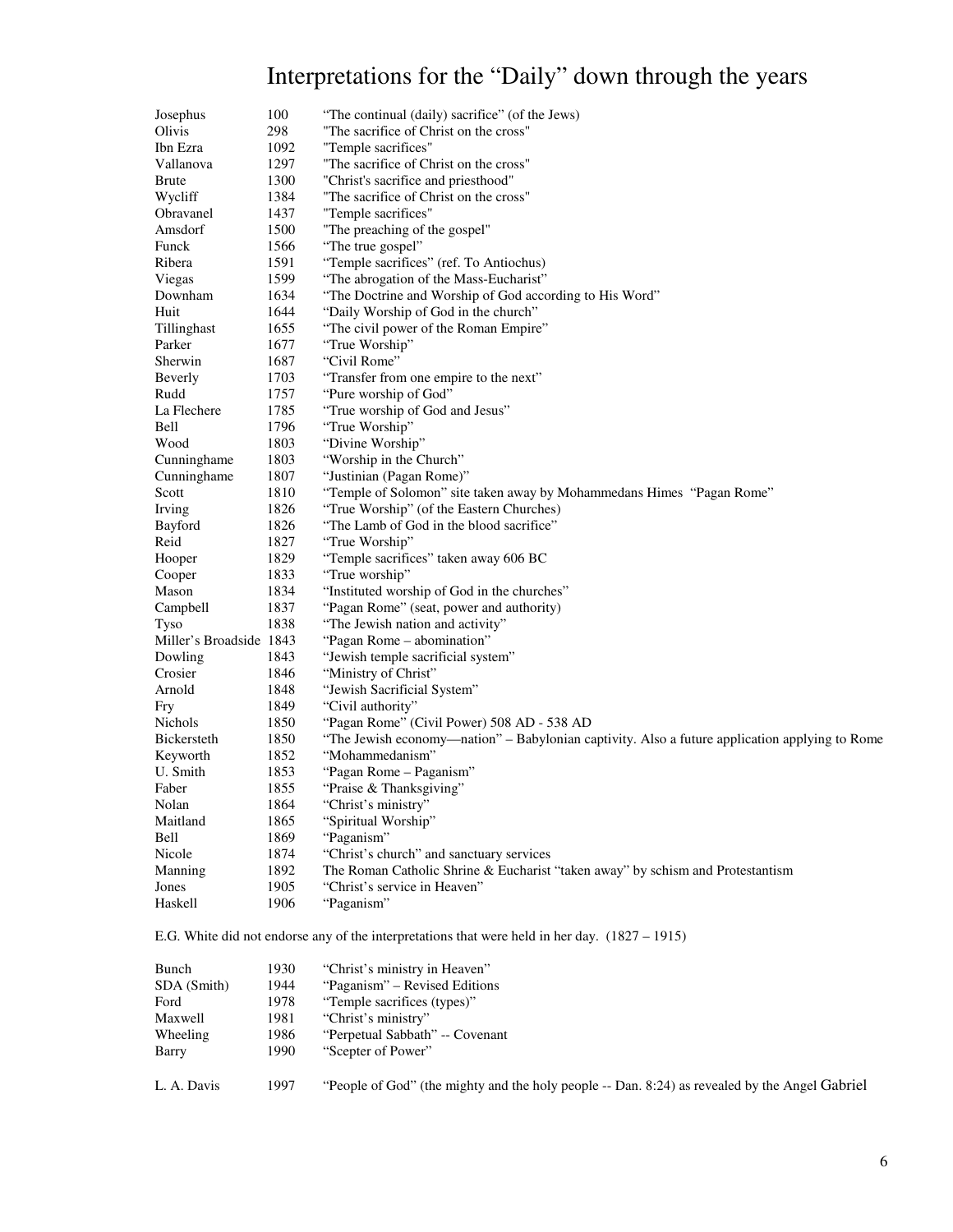# Interpretations for the "Daily" down through the years

| | | |
|---|---|---|
| Josephus | 100 | "The continual (daily) sacrifice" (of the Jews) |
| Olivis | 298 | "The sacrifice of Christ on the cross" |
| Ibn Ezra | 1092 | "Temple sacrifices" |
| Vallanova | 1297 | "The sacrifice of Christ on the cross" |
| Brute | 1300 | "Christ's sacrifice and priesthood" |
| Wycliff | 1384 | "The sacrifice of Christ on the cross" |
| Obravanel | 1437 | "Temple sacrifices" |
| Amsdorf | 1500 | "The preaching of the gospel" |
| Funck | 1566 | "The true gospel" |
| Ribera | 1591 | "Temple sacrifices" (ref. To Antiochus) |
| Viegas | 1599 | "The abrogation of the Mass-Eucharist" |
| Downham | 1634 | "The Doctrine and Worship of God according to His Word" |
| Huit | 1644 | "Daily Worship of God in the church" |
| Tillinghast | 1655 | "The civil power of the Roman Empire" |
| Parker | 1677 | "True Worship" |
| Sherwin | 1687 | "Civil Rome" |
| Beverly | 1703 | "Transfer from one empire to the next" |
| Rudd | 1757 | "Pure worship of God" |
| La Flechere | 1785 | "True worship of God and Jesus" |
| Bell | 1796 | "True Worship" |
| Wood | 1803 | "Divine Worship" |
| Cunninghame | 1803 | "Worship in the Church" |
| Cunninghame | 1807 | "Justinian (Pagan Rome)" |
| Scott | 1810 | "Temple of Solomon" site taken away by Mohammedans Himes "Pagan Rome" |
| Irving | 1826 | "True Worship" (of the Eastern Churches) |
| Bayford | 1826 | "The Lamb of God in the blood sacrifice" |
| Reid | 1827 | "True Worship" |
| Hooper | 1829 | "Temple sacrifices" taken away 606 BC |
| Cooper | 1833 | "True worship" |
| Mason | 1834 | "Instituted worship of God in the churches" |
| Campbell | 1837 | "Pagan Rome" (seat, power and authority) |
| Tyso | 1838 | "The Jewish nation and activity" |
| Miller's Broadside | 1843 | "Pagan Rome – abomination" |
| Dowling | 1843 | "Jewish temple sacrificial system" |
| Crosier | 1846 | "Ministry of Christ" |
| Arnold | 1848 | "Jewish Sacrificial System" |
| Fry | 1849 | "Civil authority" |
| Nichols | 1850 | "Pagan Rome" (Civil Power) 508 AD - 538 AD |
| Bickersteth | 1850 | "The Jewish economy—nation" – Babylonian captivity. Also a future application applying to Rome |
| Keyworth | 1852 | "Mohammedanism" |
| U. Smith | 1853 | "Pagan Rome – Paganism" |
| Faber | 1855 | "Praise & Thanksgiving" |
| Nolan | 1864 | "Christ's ministry" |
| Maitland | 1865 | "Spiritual Worship" |
| Bell | 1869 | "Paganism" |
| Nicole | 1874 | "Christ's church" and sanctuary services |
| Manning | 1892 | The Roman Catholic Shrine & Eucharist "taken away" by schism and Protestantism |
| Jones | 1905 | "Christ's service in Heaven" |
| Haskell | 1906 | "Paganism" |

E.G. White did not endorse any of the interpretations that were held in her day. (1827 – 1915)

| | | |
|---|---|---|
| Bunch | 1930 | "Christ's ministry in Heaven" |
| SDA (Smith) | 1944 | "Paganism" – Revised Editions |
| Ford | 1978 | "Temple sacrifices (types)" |
| Maxwell | 1981 | "Christ's ministry" |
| Wheeling | 1986 | "Perpetual Sabbath" -- Covenant |
| Barry | 1990 | "Scepter of Power" |
| L. A. Davis | 1997 | "People of God" (the mighty and the holy people -- Dan. 8:24) as revealed by the Angel Gabriel |